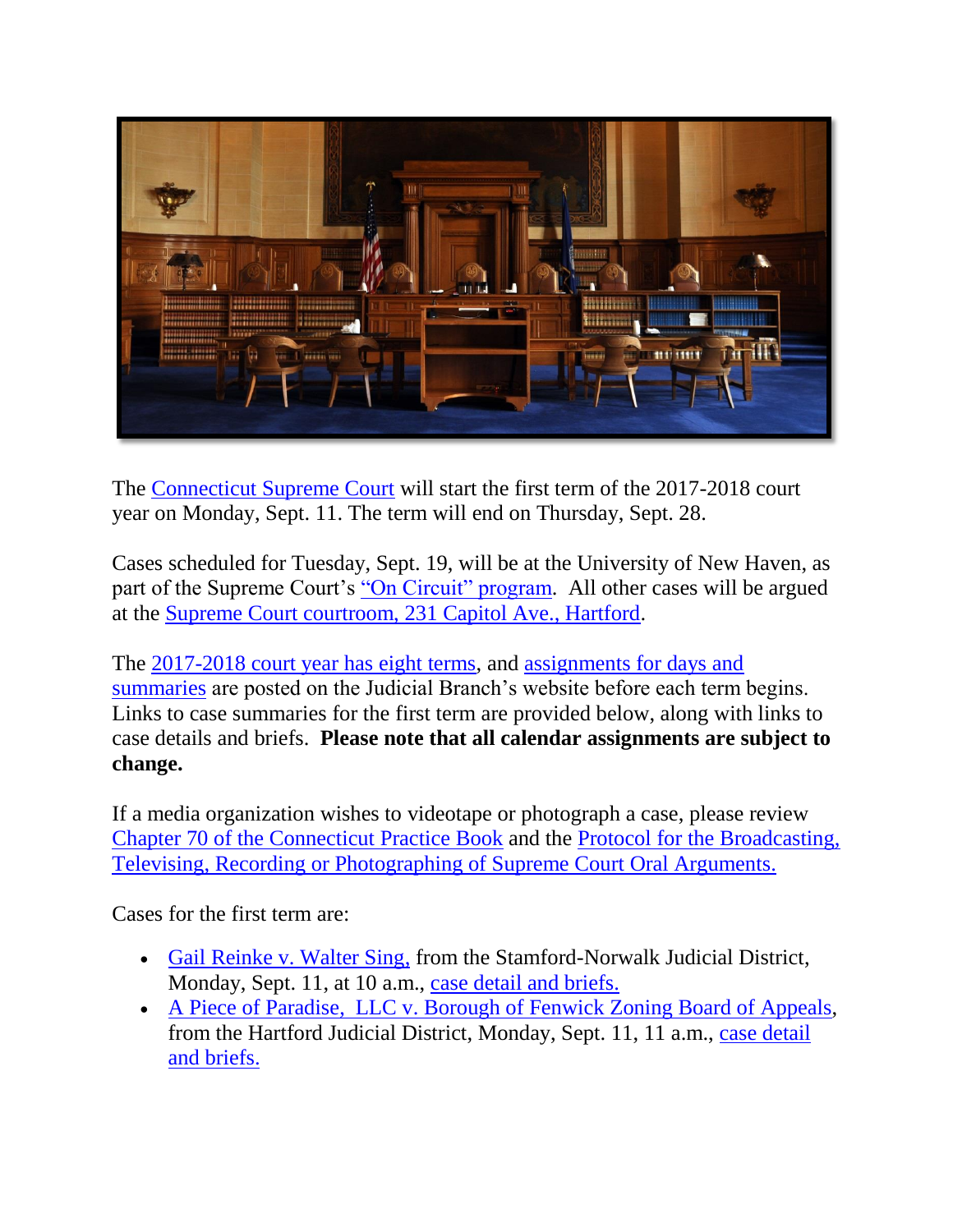The Connecticut Supreme Court will start the first term of the 2017-2018 court year on Monday, Sept. 11. The term will end on Thursday, Sept. 28.

Cases scheduled for Tuesday, Sept. 19, will be at the University of New Haven, as part of the Supreme Court's "On Circuit" program. All other cases will be argued at the Supreme Court courtroom, 231 Capitol Ave., Hartford.

The 2017-2018 court year has eight terms, and assignments for days and summaries are posted on the Judicial Branch's website before each term begins. Links to case summaries for the first term are provided below, along with links to case details and briefs. **Please note that all calendar assignments are subject to change.**

If a media organization wishes to videotape or photograph a case, please review Chapter 70 of the Connecticut Practice Book and the Protocol for the Broadcasting, Televising, Recording or Photographing of Supreme Court Oral Arguments.

Cases for the first term are:

- Gail Reinke v. Walter Sing, from the Stamford-Norwalk Judicial District, Monday, Sept. 11, at 10 a.m., case detail and briefs.
- A Piece of Paradise, LLC v. Borough of Fenwick Zoning Board of Appeals, from the Hartford Judicial District, Monday, Sept. 11, 11 a.m., case detail and briefs.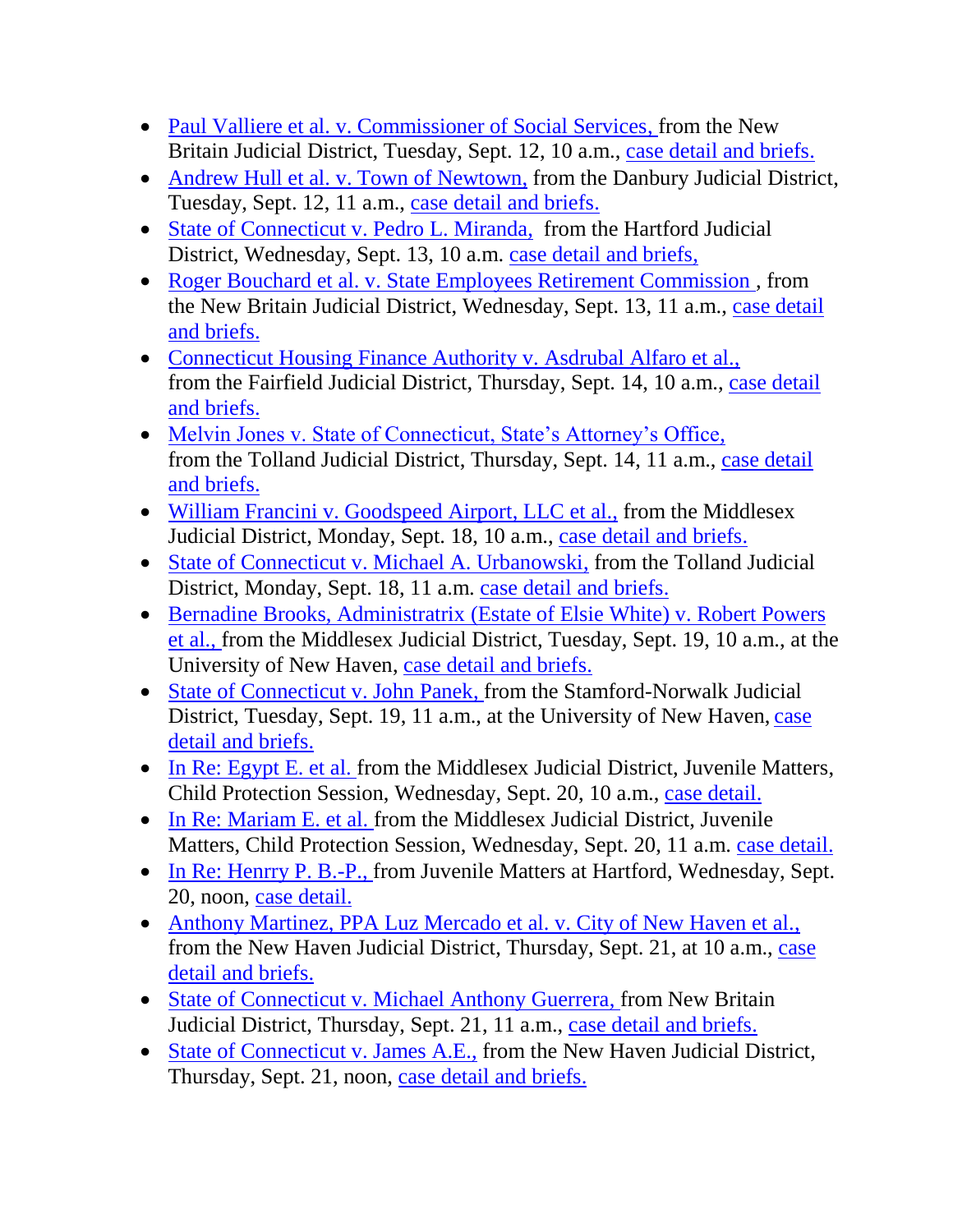- Paul Valliere et al. v. Commissioner of Social Services, from the New Britain Judicial District, Tuesday, Sept. 12, 10 a.m., case detail and briefs.
- Andrew Hull et al. v. Town of Newtown, from the Danbury Judicial District, Tuesday, Sept. 12, 11 a.m., case detail and briefs.
- State of Connecticut v. Pedro L. Miranda, from the Hartford Judicial District, Wednesday, Sept. 13, 10 a.m. case detail and briefs,
- Roger Bouchard et al. v. State Employees Retirement Commission , from the New Britain Judicial District, Wednesday, Sept. 13, 11 a.m., case detail and briefs.
- Connecticut Housing Finance Authority v. Asdrubal Alfaro et al., from the Fairfield Judicial District, Thursday, Sept. 14, 10 a.m., case detail and briefs.
- Melvin Jones v. State of Connecticut, State's Attorney's Office, from the Tolland Judicial District, Thursday, Sept. 14, 11 a.m., case detail and briefs.
- William Francini v. Goodspeed Airport, LLC et al., from the Middlesex Judicial District, Monday, Sept. 18, 10 a.m., case detail and briefs.
- State of Connecticut v. Michael A. Urbanowski, from the Tolland Judicial District, Monday, Sept. 18, 11 a.m. case detail and briefs.
- Bernadine Brooks, Administratrix (Estate of Elsie White) v. Robert Powers et al., from the Middlesex Judicial District, Tuesday, Sept. 19, 10 a.m., at the University of New Haven, case detail and briefs.
- State of Connecticut v. John Panek, from the Stamford-Norwalk Judicial District, Tuesday, Sept. 19, 11 a.m., at the University of New Haven, case detail and briefs.
- In Re: Egypt E. et al. from the Middlesex Judicial District, Juvenile Matters, Child Protection Session, Wednesday, Sept. 20, 10 a.m., case detail.
- In Re: Mariam E. et al. from the Middlesex Judicial District, Juvenile Matters, Child Protection Session, Wednesday, Sept. 20, 11 a.m. case detail.
- In Re: Henrry P. B.-P., from Juvenile Matters at Hartford, Wednesday, Sept. 20, noon, case detail.
- Anthony Martinez, PPA Luz Mercado et al. v. City of New Haven et al., from the New Haven Judicial District, Thursday, Sept. 21, at 10 a.m., case detail and briefs.
- State of Connecticut v. Michael Anthony Guerrera, from New Britain Judicial District, Thursday, Sept. 21, 11 a.m., case detail and briefs.
- State of Connecticut v. James A.E., from the New Haven Judicial District, Thursday, Sept. 21, noon, case detail and briefs.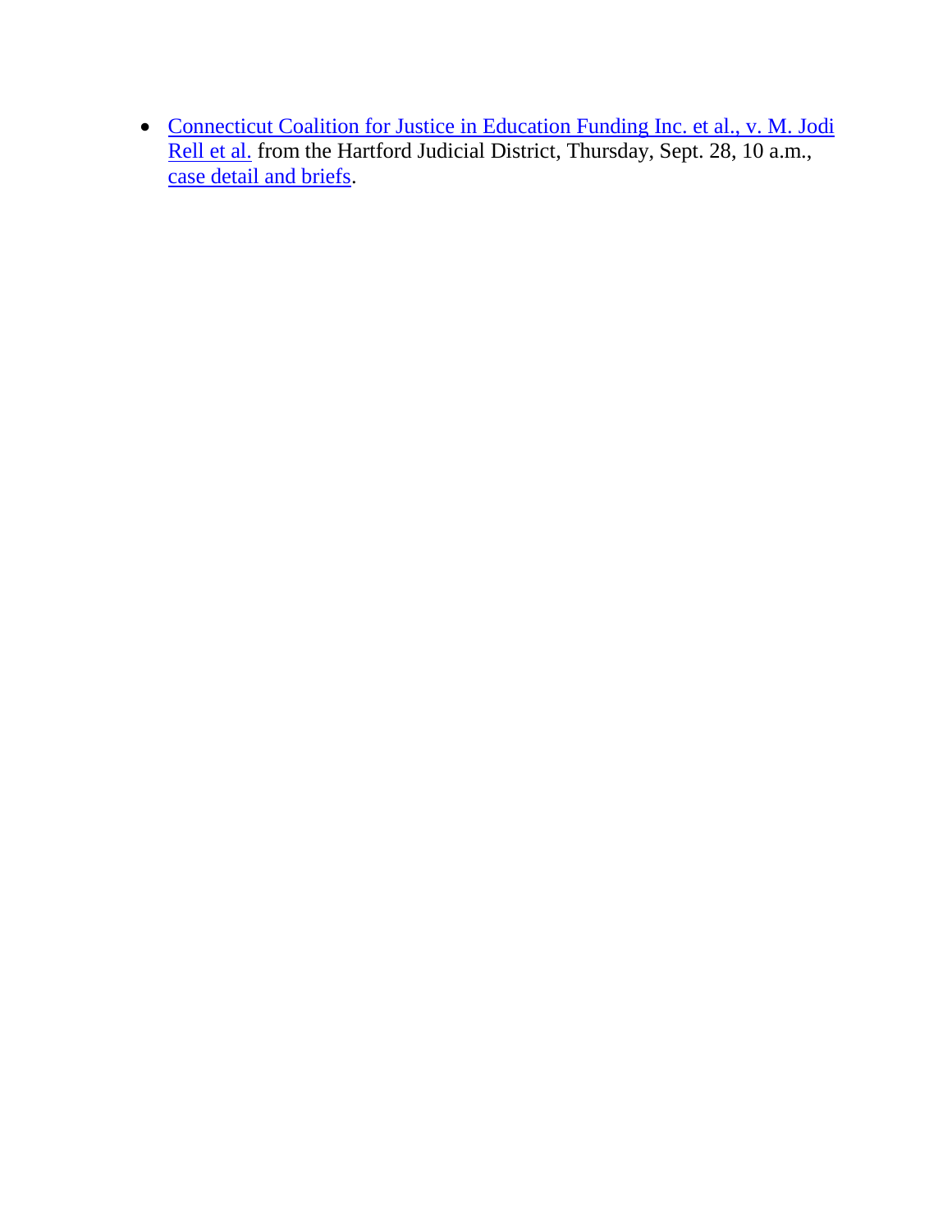- Connecticut Coalition for Justice in Education Funding Inc. et al., v. M. Jodi Rell et al. from the Hartford Judicial District, Thursday, Sept. 28, 10 a.m., case detail and briefs.